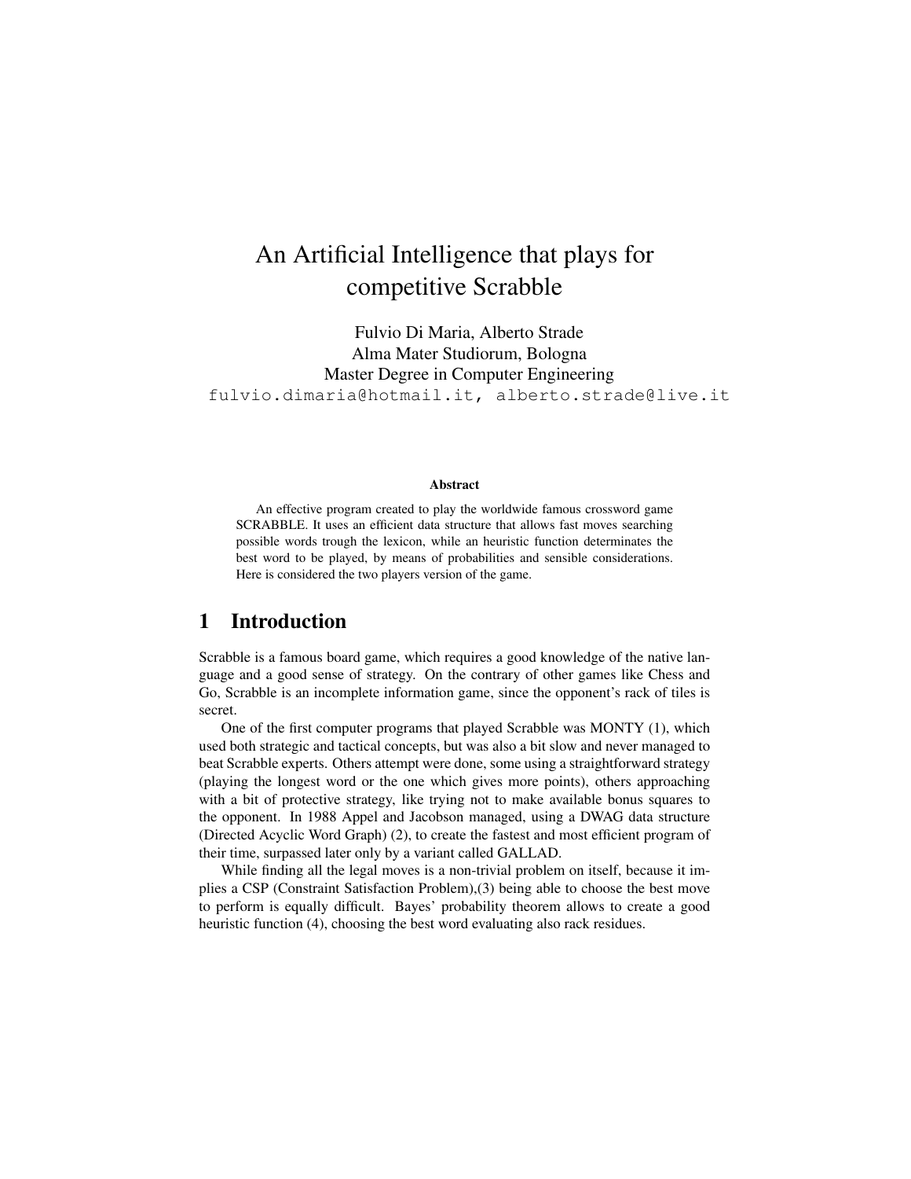# An Artificial Intelligence that plays for competitive Scrabble

Fulvio Di Maria, Alberto Strade
Alma Mater Studiorum, Bologna
Master Degree in Computer Engineering
fulvio.dimaria@hotmail.it, alberto.strade@live.it

**Abstract**

An effective program created to play the worldwide famous crossword game SCRABBLE. It uses an efficient data structure that allows fast moves searching possible words trough the lexicon, while an heuristic function determinates the best word to be played, by means of probabilities and sensible considerations. Here is considered the two players version of the game.

## 1 Introduction

Scrabble is a famous board game, which requires a good knowledge of the native language and a good sense of strategy. On the contrary of other games like Chess and Go, Scrabble is an incomplete information game, since the opponent's rack of tiles is secret.

One of the first computer programs that played Scrabble was MONTY (1), which used both strategic and tactical concepts, but was also a bit slow and never managed to beat Scrabble experts. Others attempt were done, some using a straightforward strategy (playing the longest word or the one which gives more points), others approaching with a bit of protective strategy, like trying not to make available bonus squares to the opponent. In 1988 Appel and Jacobson managed, using a DWAG data structure (Directed Acyclic Word Graph) (2), to create the fastest and most efficient program of their time, surpassed later only by a variant called GALLAD.

While finding all the legal moves is a non-trivial problem on itself, because it implies a CSP (Constraint Satisfaction Problem),(3) being able to choose the best move to perform is equally difficult. Bayes' probability theorem allows to create a good heuristic function (4), choosing the best word evaluating also rack residues.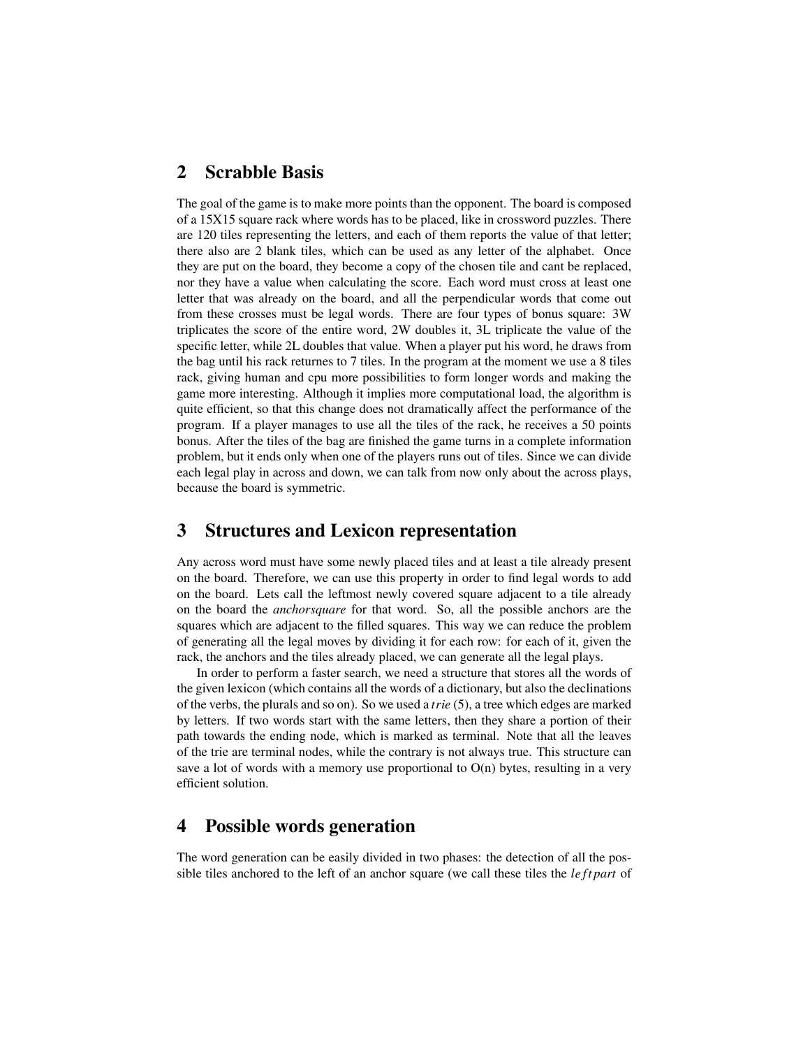## 2 Scrabble Basis

The goal of the game is to make more points than the opponent. The board is composed of a 15X15 square rack where words has to be placed, like in crossword puzzles. There are 120 tiles representing the letters, and each of them reports the value of that letter; there also are 2 blank tiles, which can be used as any letter of the alphabet. Once they are put on the board, they become a copy of the chosen tile and cant be replaced, nor they have a value when calculating the score. Each word must cross at least one letter that was already on the board, and all the perpendicular words that come out from these crosses must be legal words. There are four types of bonus square: 3W triplicates the score of the entire word, 2W doubles it, 3L triplicate the value of the specific letter, while 2L doubles that value. When a player put his word, he draws from the bag until his rack returnes to 7 tiles. In the program at the moment we use a 8 tiles rack, giving human and cpu more possibilities to form longer words and making the game more interesting. Although it implies more computational load, the algorithm is quite efficient, so that this change does not dramatically affect the performance of the program. If a player manages to use all the tiles of the rack, he receives a 50 points bonus. After the tiles of the bag are finished the game turns in a complete information problem, but it ends only when one of the players runs out of tiles. Since we can divide each legal play in across and down, we can talk from now only about the across plays, because the board is symmetric.

## 3 Structures and Lexicon representation

Any across word must have some newly placed tiles and at least a tile already present on the board. Therefore, we can use this property in order to find legal words to add on the board. Lets call the leftmost newly covered square adjacent to a tile already on the board the *anchorsquare* for that word. So, all the possible anchors are the squares which are adjacent to the filled squares. This way we can reduce the problem of generating all the legal moves by dividing it for each row: for each of it, given the rack, the anchors and the tiles already placed, we can generate all the legal plays.

In order to perform a faster search, we need a structure that stores all the words of the given lexicon (which contains all the words of a dictionary, but also the declinations of the verbs, the plurals and so on). So we used a *trie* (5), a tree which edges are marked by letters. If two words start with the same letters, then they share a portion of their path towards the ending node, which is marked as terminal. Note that all the leaves of the trie are terminal nodes, while the contrary is not always true. This structure can save a lot of words with a memory use proportional to O(n) bytes, resulting in a very efficient solution.

## 4 Possible words generation

The word generation can be easily divided in two phases: the detection of all the possible tiles anchored to the left of an anchor square (we call these tiles the *leftpart* of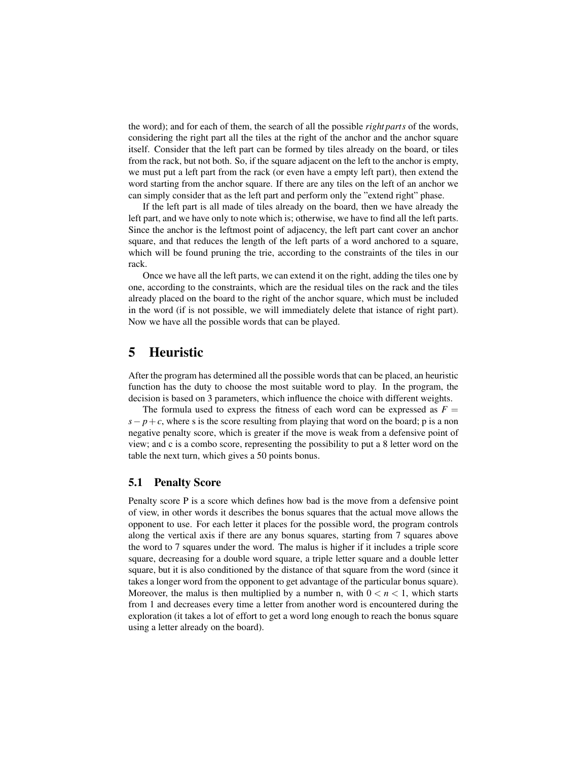the word); and for each of them, the search of all the possible *right parts* of the words, considering the right part all the tiles at the right of the anchor and the anchor square itself. Consider that the left part can be formed by tiles already on the board, or tiles from the rack, but not both. So, if the square adjacent on the left to the anchor is empty, we must put a left part from the rack (or even have a empty left part), then extend the word starting from the anchor square. If there are any tiles on the left of an anchor we can simply consider that as the left part and perform only the "extend right" phase.

If the left part is all made of tiles already on the board, then we have already the left part, and we have only to note which is; otherwise, we have to find all the left parts. Since the anchor is the leftmost point of adjacency, the left part cant cover an anchor square, and that reduces the length of the left parts of a word anchored to a square, which will be found pruning the trie, according to the constraints of the tiles in our rack.

Once we have all the left parts, we can extend it on the right, adding the tiles one by one, according to the constraints, which are the residual tiles on the rack and the tiles already placed on the board to the right of the anchor square, which must be included in the word (if is not possible, we will immediately delete that istance of right part). Now we have all the possible words that can be played.

# 5 Heuristic

After the program has determined all the possible words that can be placed, an heuristic function has the duty to choose the most suitable word to play. In the program, the decision is based on 3 parameters, which influence the choice with different weights.

The formula used to express the fitness of each word can be expressed as $F = s - p + c$, where s is the score resulting from playing that word on the board; p is a non negative penalty score, which is greater if the move is weak from a defensive point of view; and c is a combo score, representing the possibility to put a 8 letter word on the table the next turn, which gives a 50 points bonus.

## 5.1 Penalty Score

Penalty score P is a score which defines how bad is the move from a defensive point of view, in other words it describes the bonus squares that the actual move allows the opponent to use. For each letter it places for the possible word, the program controls along the vertical axis if there are any bonus squares, starting from 7 squares above the word to 7 squares under the word. The malus is higher if it includes a triple score square, decreasing for a double word square, a triple letter square and a double letter square, but it is also conditioned by the distance of that square from the word (since it takes a longer word from the opponent to get advantage of the particular bonus square). Moreover, the malus is then multiplied by a number n, with $0 < n < 1$, which starts from 1 and decreases every time a letter from another word is encountered during the exploration (it takes a lot of effort to get a word long enough to reach the bonus square using a letter already on the board).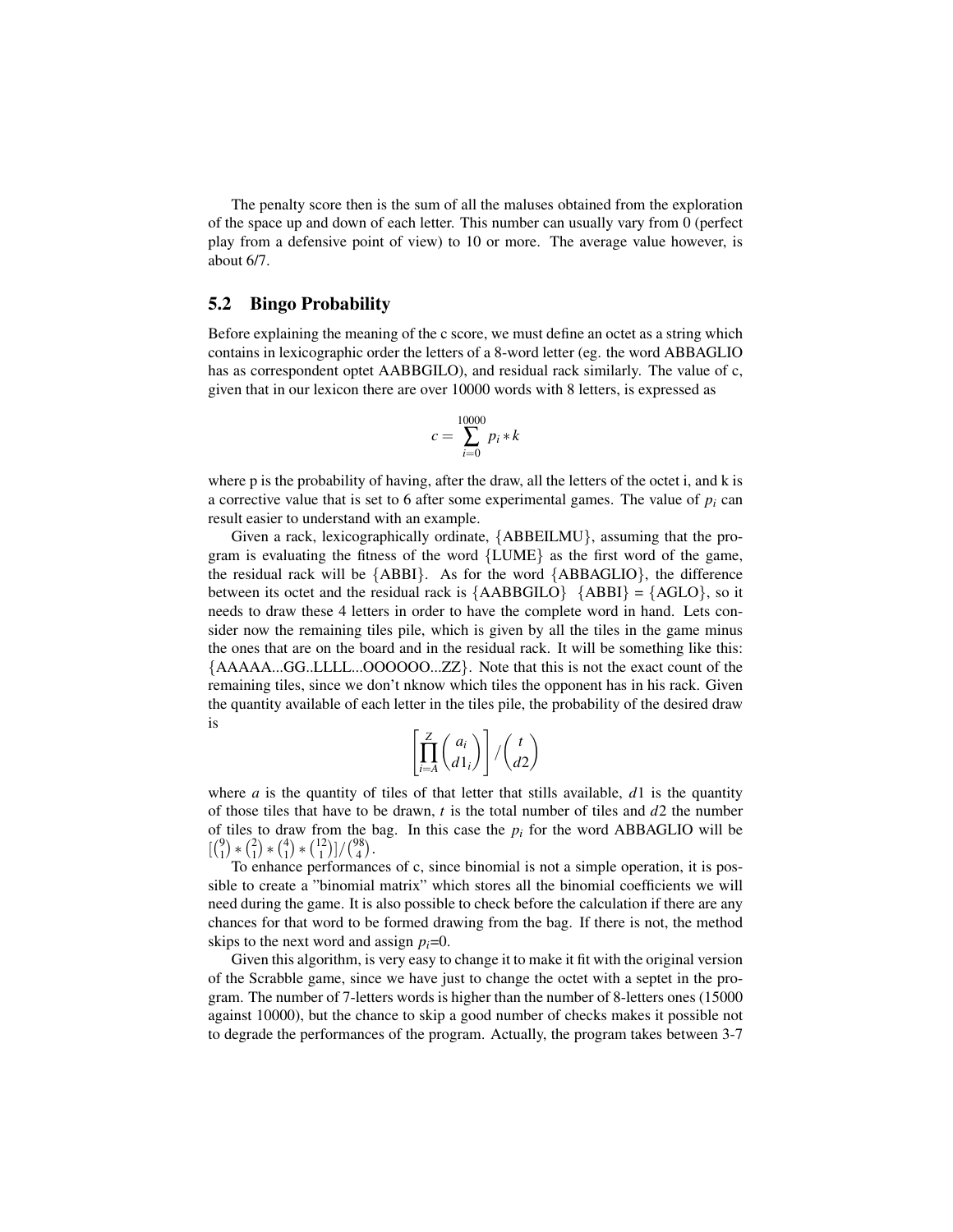The penalty score then is the sum of all the maluses obtained from the exploration of the space up and down of each letter. This number can usually vary from 0 (perfect play from a defensive point of view) to 10 or more. The average value however, is about 6/7.

## 5.2 Bingo Probability

Before explaining the meaning of the c score, we must define an octet as a string which contains in lexicographic order the letters of a 8-word letter (eg. the word ABBAGLIO has as correspondent optet AABBGILO), and residual rack similarly. The value of c, given that in our lexicon there are over 10000 words with 8 letters, is expressed as

$$c = \sum_{i=0}^{10000} p_i * k$$

where p is the probability of having, after the draw, all the letters of the octet i, and k is a corrective value that is set to 6 after some experimental games. The value of $p_i$ can result easier to understand with an example.

Given a rack, lexicographically ordinate, {ABBEILMU}, assuming that the program is evaluating the fitness of the word {LUME} as the first word of the game, the residual rack will be {ABBI}. As for the word {ABBAGLIO}, the difference between its octet and the residual rack is {AABBGILO} {ABBI} = {AGLO}, so it needs to draw these 4 letters in order to have the complete word in hand. Lets consider now the remaining tiles pile, which is given by all the tiles in the game minus the ones that are on the board and in the residual rack. It will be something like this: {AAAAA...GG..LLLL...OOOOOO...ZZ}. Note that this is not the exact count of the remaining tiles, since we don't nknow which tiles the opponent has in his rack. Given the quantity available of each letter in the tiles pile, the probability of the desired draw is

$$\left[\prod_{i=A}^{Z} \binom{a_i}{d1_i}\right] / \binom{t}{d2}$$

where $a$ is the quantity of tiles of that letter that stills available, $d1$ is the quantity of those tiles that have to be drawn, $t$ is the total number of tiles and $d2$ the number of tiles to draw from the bag. In this case the $p_i$ for the word ABBAGLIO will be $[\binom{9}{1} * \binom{2}{1} * \binom{4}{1} * \binom{12}{1}] / \binom{98}{4}$.

To enhance performances of c, since binomial is not a simple operation, it is possible to create a "binomial matrix" which stores all the binomial coefficients we will need during the game. It is also possible to check before the calculation if there are any chances for that word to be formed drawing from the bag. If there is not, the method skips to the next word and assign $p_i$=0.

Given this algorithm, is very easy to change it to make it fit with the original version of the Scrabble game, since we have just to change the octet with a septet in the program. The number of 7-letters words is higher than the number of 8-letters ones (15000 against 10000), but the chance to skip a good number of checks makes it possible not to degrade the performances of the program. Actually, the program takes between 3-7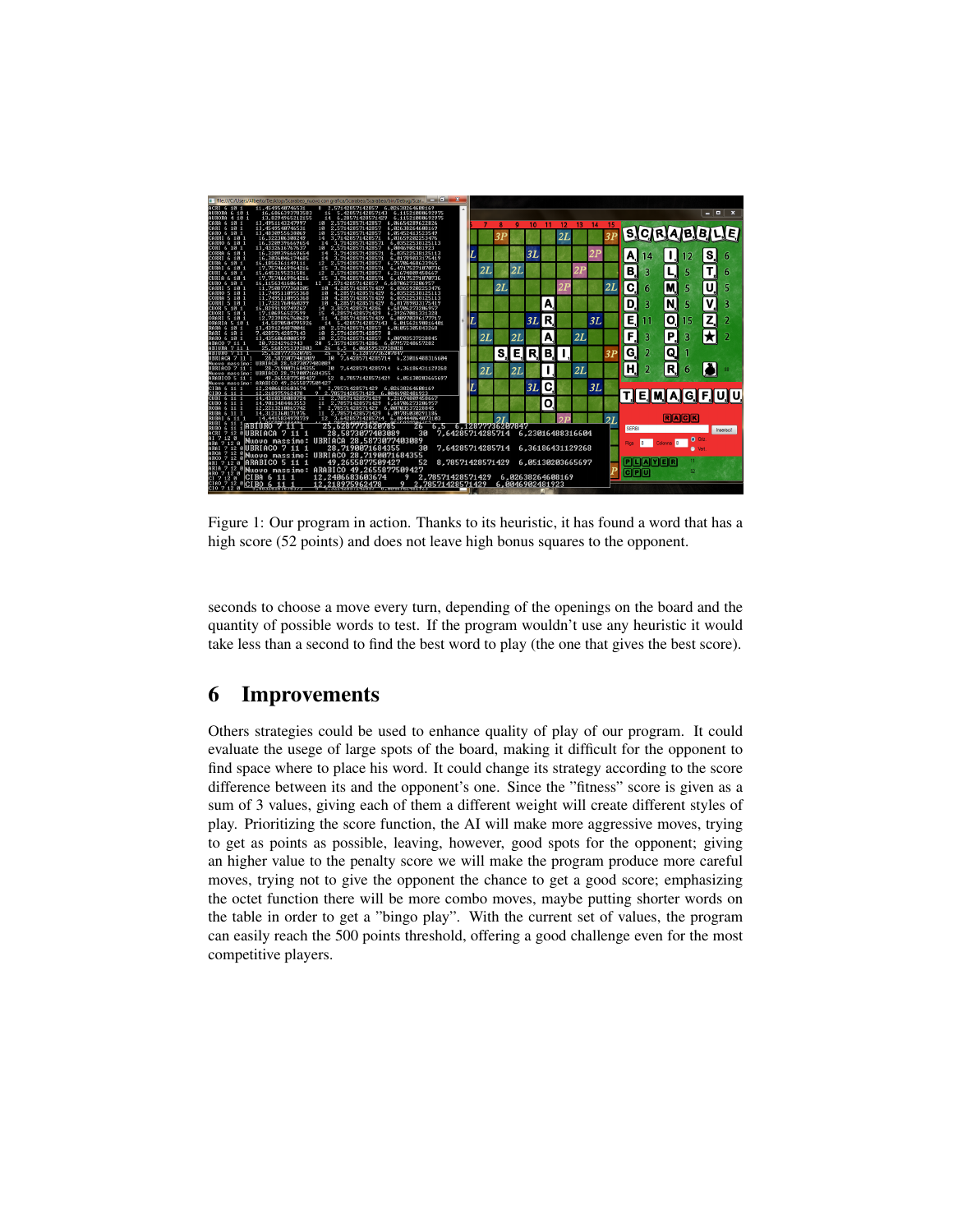Figure 1: Our program in action. Thanks to its heuristic, it has found a word that has a high score (52 points) and does not leave high bonus squares to the opponent.

seconds to choose a move every turn, depending of the openings on the board and the quantity of possible words to test. If the program wouldn't use any heuristic it would take less than a second to find the best word to play (the one that gives the best score).

# 6 Improvements

Others strategies could be used to enhance quality of play of our program. It could evaluate the usege of large spots of the board, making it difficult for the opponent to find space where to place his word. It could change its strategy according to the score difference between its and the opponent's one. Since the "fitness" score is given as a sum of 3 values, giving each of them a different weight will create different styles of play. Prioritizing the score function, the AI will make more aggressive moves, trying to get as points as possible, leaving, however, good spots for the opponent; giving an higher value to the penalty score we will make the program produce more careful moves, trying not to give the opponent the chance to get a good score; emphasizing the octet function there will be more combo moves, maybe putting shorter words on the table in order to get a "bingo play". With the current set of values, the program can easily reach the 500 points threshold, offering a good challenge even for the most competitive players.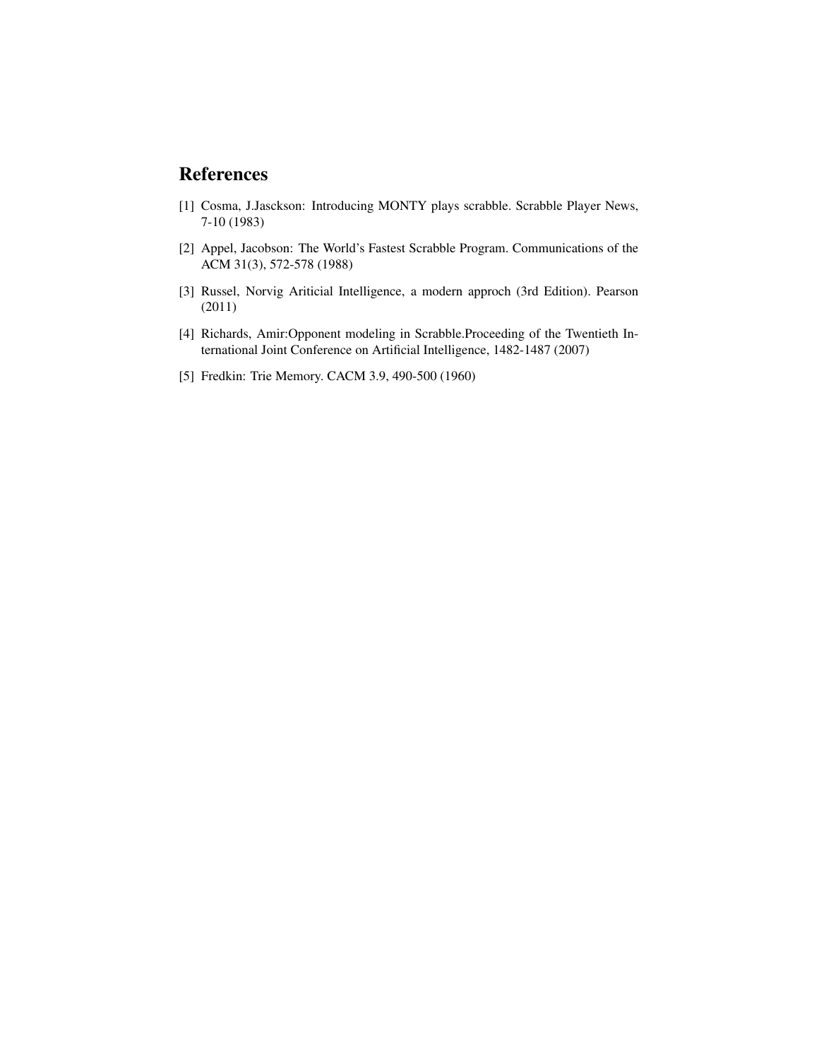# References

[1] Cosma, J.Jasckson: Introducing MONTY plays scrabble. Scrabble Player News, 7-10 (1983)

[2] Appel, Jacobson: The World's Fastest Scrabble Program. Communications of the ACM 31(3), 572-578 (1988)

[3] Russel, Norvig Ariticial Intelligence, a modern approch (3rd Edition). Pearson (2011)

[4] Richards, Amir:Opponent modeling in Scrabble.Proceeding of the Twentieth International Joint Conference on Artificial Intelligence, 1482-1487 (2007)

[5] Fredkin: Trie Memory. CACM 3.9, 490-500 (1960)